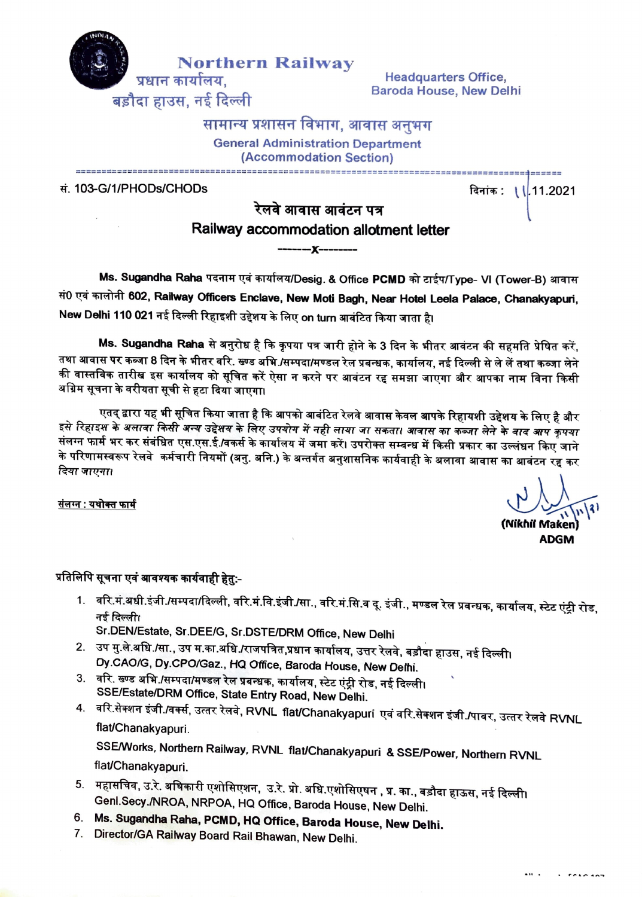**Northern Railway**
**प्रधान कार्यालय,**
**बड़ौदा हाउस, नई दिल्ली**

**Headquarters Office,**
**Baroda House, New Delhi**

## सामान्य प्रशासन विभाग, आवास अनुभग
## General Administration Department
## (Accommodation Section)

---

सं. 103-G/1/PHODs/CHODs

दिनांक : 11.11.2021

# रेलवे आवास आवंटन पत्र
# Railway accommodation allotment letter

-------x--------

**Ms. Sugandha Raha** पदनाम एवं कार्यालय/Desig. & Office **PCMD** को टाईप/Type- VI (Tower-B) आवास सं0 एवं कालोनी **602, Railway Officers Enclave, New Moti Bagh, Near Hotel Leela Palace, Chanakyapuri, New Delhi 110 021** नई दिल्ली रिहाइशी उद्देश्य के लिए on turn आबंटित किया जाता है।

**Ms. Sugandha Raha** से अनुरोध है कि कृपया पत्र जारी होने के 3 दिन के भीतर आवंटन की सहमति प्रेषित करें, तथा आवास पर कब्जा 8 दिन के भीतर वरि. खण्ड अभि./सम्पदा/मण्डल रेल प्रबन्धक, कार्यालय, नई दिल्ली से ले लें तथा कब्जा लेने की वास्तविक तारीख इस कार्यालय को सूचित करें ऐसा न करने पर आवंटन रद्द समझा जाएगा और आपका नाम बिना किसी अग्रिम सूचना के वरीयता सूची से हटा दिया जाएगा।

एतद् द्वारा यह भी सूचित किया जाता है कि आपको आबंटित रेलवे आवास केवल आपके रिहायशी उद्देश्य के लिए है और इसे रिहाइश के *अलावा किसी अन्य उद्देश्य के लिए उपयोग में नहीं लाया जा सकता। आवास का कब्जा लेने के बाद आप कृपया* संलग्न फार्म भर कर संबंधित एस.एस.ई./वकर्स के कार्यालय में जमा करें। उपरोक्त सम्बन्ध में किसी प्रकार का उल्लंघन किए जाने के परिणामस्वरूप रेलवे कर्मचारी नियमों (अनु. अनि.) के अन्तर्गत अनुशासनिक कार्यवाही के अलावा आवास का आवंटन रद्द कर *दिया जाएगा।*

**संलग्न : यथोक्त फार्म**

11/11/21
**(Nikhil Maken)**
**ADGM**

**प्रतिलिपि सूचना एवं आवश्यक कार्यवाही हेतु:-**

1. वरि.मं.अभी.इंजी./सम्पदा/दिल्ली, वरि.मं.वि.इंजी./सा., वरि.मं.सि.व दू. इंजी., मण्डल रेल प्रबन्धक, कार्यालय, स्टेट एंट्री रोड, नई दिल्ली।
   Sr.DEN/Estate, Sr.DEE/G, Sr.DSTE/DRM Office, New Delhi
2. उप मु.ले.अधि./सा., उप म.का.अधि./राजपत्रित,प्रधान कार्यालय, उत्तर रेलवे, बड़ौदा हाउस, नई दिल्ली।
   Dy.CAO/G, Dy.CPO/Gaz., HQ Office, Baroda House, New Delhi.
3. वरि. खण्ड अभि./सम्पदा/मण्डल रेल प्रबन्धक, कार्यालय, स्टेट एंट्री रोड, नई दिल्ली।
   SSE/Estate/DRM Office, State Entry Road, New Delhi.
4. वरि.सेक्शन इंजी./वर्क्स, उत्तर रेलवे, RVNL flat/Chanakyapuri एवं वरि.सेक्शन इंजी./पावर, उत्तर रेलवे RVNL flat/Chanakyapuri.

   SSE/Works, Northern Railway, RVNL flat/Chanakyapuri & SSE/Power, Northern RVNL flat/Chanakyapuri.
5. महासचिव, उ.रे. अधिकारी एशोसिएशन, उ.रे. प्रो. अधि.एशोसिएषन , प्र. का., बड़ौदा हाऊस, नई दिल्ली।
   Genl.Secy./NROA, NRPOA, HQ Office, Baroda House, New Delhi.
6. **Ms. Sugandha Raha, PCMD, HQ Office, Baroda House, New Delhi.**
7. Director/GA Railway Board Rail Bhawan, New Delhi.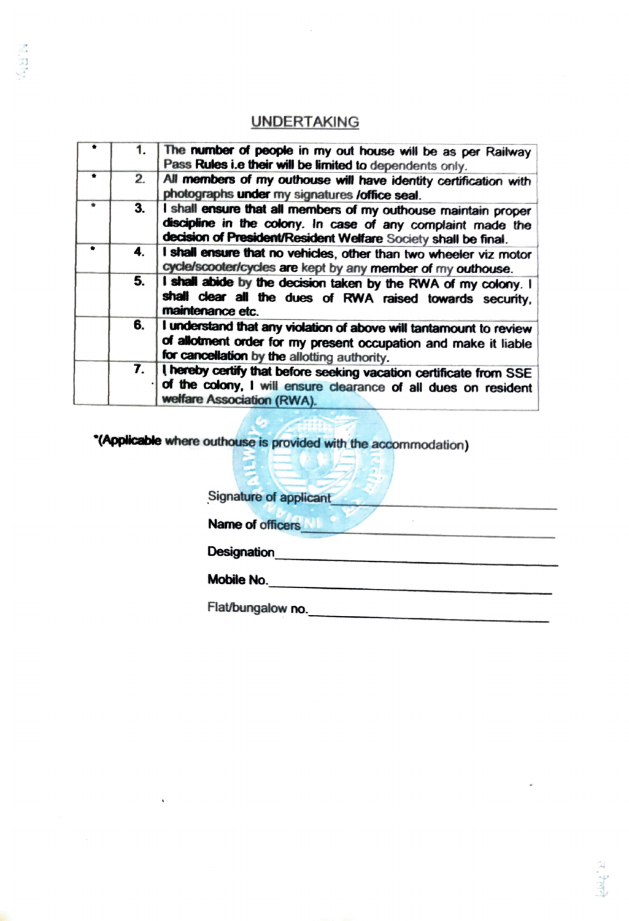## UNDERTAKING

| | | |
|---|---|---|
| * | 1. | The number of people in my out house will be as per Railway Pass Rules i.e their will be limited to dependents only. |
| * | 2. | All members of my outhouse will have identity certification with photographs under my signatures /office seal. |
| * | 3. | I shall ensure that all members of my outhouse maintain proper discipline in the colony. In case of any complaint made the decision of President/Resident Welfare Society shall be final. |
| * | 4. | I shall ensure that no vehicles, other than two wheeler viz motor cycle/scooter/cycles are kept by any member of my outhouse. |
| | 5. | I shall abide by the decision taken by the RWA of my colony. I shall clear all the dues of RWA raised towards security, maintenance etc. |
| | 6. | I understand that any violation of above will tantamount to review of allotment order for my present occupation and make it liable for cancellation by the allotting authority. |
| | 7. | I hereby certify that before seeking vacation certificate from SSE of the colony, I will ensure clearance of all dues on resident welfare Association (RWA). |

*(Applicable where outhouse is provided with the accommodation)

Signature of applicant____________________

Name of officers____________________

Designation____________________

Mobile No.____________________

Flat/bungalow no.____________________